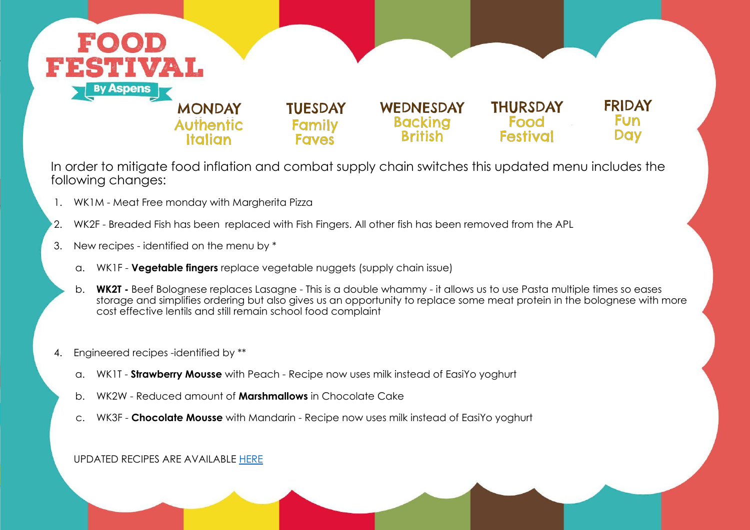# FOOD FESTIVAL

By Aspens

**MONDAY** Authentic Italian

**TUESDAY** Family Faves

**WEDNESDAY** Backing British

**THURSDAY** Food Festival

**FRIDAY** Fun Day

In order to mitigate food inflation and combat supply chain switches this updated menu includes the following changes:

1. WK1M - Meat Free monday with Margherita Pizza
2. WK2F - Breaded Fish has been replaced with Fish Fingers. All other fish has been removed from the APL
3. New recipes - identified on the menu by *
   a. WK1F - **Vegetable fingers** replace vegetable nuggets (supply chain issue)
   b. **WK2T -** Beef Bolognese replaces Lasagne - This is a double whammy - it allows us to use Pasta multiple times so eases storage and simplifies ordering but also gives us an opportunity to replace some meat protein in the bolognese with more cost effective lentils and still remain school food complaint
4. Engineered recipes -identified by **
   a. WK1T - **Strawberry Mousse** with Peach - Recipe now uses milk instead of EasiYo yoghurt
   b. WK2W - Reduced amount of **Marshmallows** in Chocolate Cake
   c. WK3F - **Chocolate Mousse** with Mandarin - Recipe now uses milk instead of EasiYo yoghurt

UPDATED RECIPES ARE AVAILABLE HERE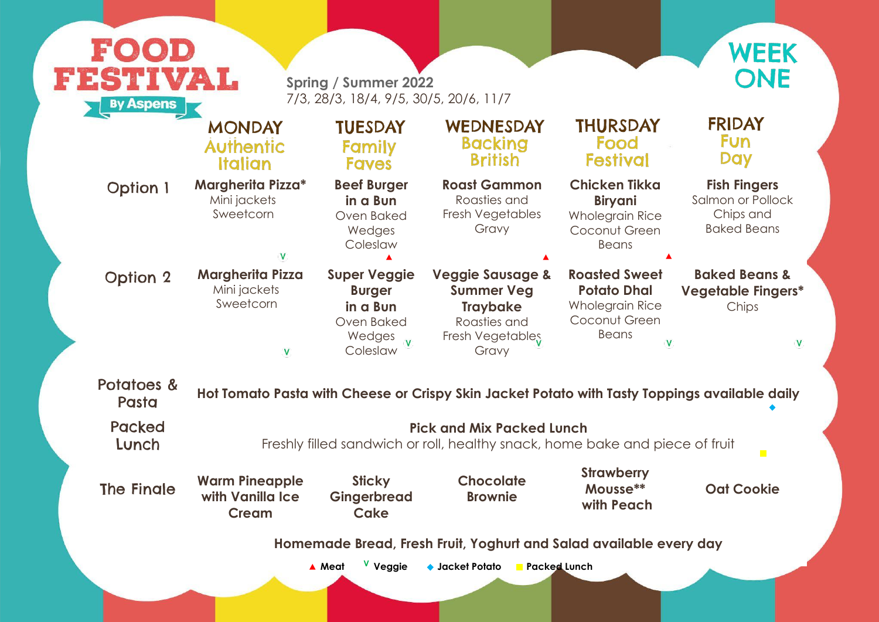# FOOD FESTIVAL

By Aspens

Spring / Summer 2022
7/3, 28/3, 18/4, 9/5, 30/5, 20/6, 11/7

## WEEK ONE

| | MONDAY Authentic Italian | TUESDAY Family Faves | WEDNESDAY Backing British | THURSDAY Food Festival | FRIDAY Fun Day |
|---|---|---|---|---|---|
| Option 1 | **Margherita Pizza*** Mini jackets Sweetcorn V | **Beef Burger in a Bun** Oven Baked Wedges Coleslaw ▲ | **Roast Gammon** Roasties and Fresh Vegetables Gravy ▲ | **Chicken Tikka Biryani** Wholegrain Rice Coconut Green Beans ▲ | **Fish Fingers** Salmon or Pollock Chips and Baked Beans |
| Option 2 | **Margherita Pizza** Mini jackets Sweetcorn V | **Super Veggie Burger in a Bun** Oven Baked Wedges Coleslaw V | **Veggie Sausage & Summer Veg Traybake** Roasties and Fresh Vegetables Gravy V | **Roasted Sweet Potato Dhal** Wholegrain Rice Coconut Green Beans V | **Baked Beans & Vegetable Fingers*** Chips V |
| Potatoes & Pasta | **Hot Tomato Pasta with Cheese or Crispy Skin Jacket Potato with Tasty Toppings available daily** ◆ | | | | |
| Packed Lunch | **Pick and Mix Packed Lunch** Freshly filled sandwich or roll, healthy snack, home bake and piece of fruit ■ | | | | |
| The Finale | **Warm Pineapple with Vanilla Ice Cream** | **Sticky Gingerbread Cake** | **Chocolate Brownie** | **Strawberry Mousse** with Peach** | **Oat Cookie** |

**Homemade Bread, Fresh Fruit, Yoghurt and Salad available every day**

▲ Meat V Veggie ◆ Jacket Potato ■ Packed Lunch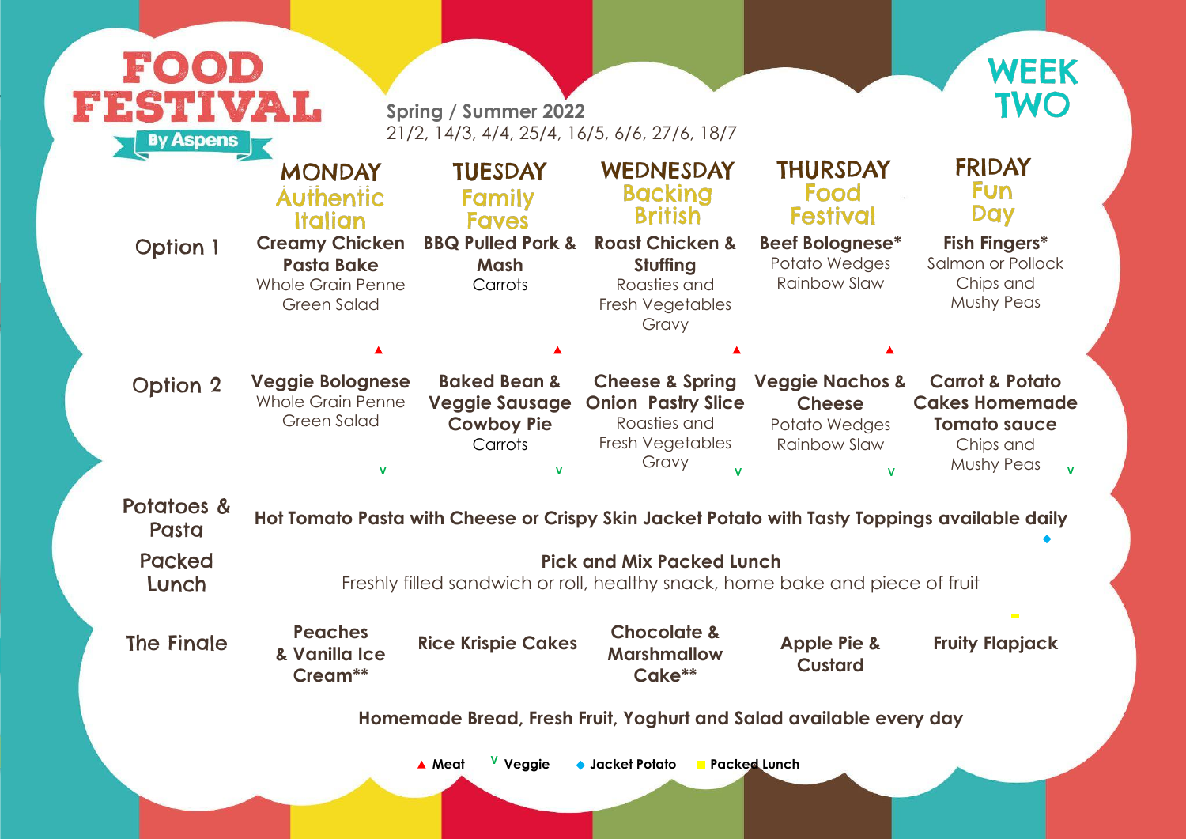# FOOD FESTIVAL

By Aspens

**Spring / Summer 2022**
21/2, 14/3, 4/4, 25/4, 16/5, 6/6, 27/6, 18/7

## WEEK TWO

| | MONDAY Authentic Italian | TUESDAY Family Faves | WEDNESDAY Backing British | THURSDAY Food Festival | FRIDAY Fun Day |
|---|---|---|---|---|---|
| Option 1 | **Creamy Chicken Pasta Bake** Whole Grain Penne Green Salad ▲ | **BBQ Pulled Pork & Mash** Carrots ▲ | **Roast Chicken & Stuffing** Roasties and Fresh Vegetables Gravy ▲ | **Beef Bolognese*** Potato Wedges Rainbow Slaw ▲ | **Fish Fingers*** Salmon or Pollock Chips and Mushy Peas |
| Option 2 | **Veggie Bolognese** Whole Grain Penne Green Salad V | **Baked Bean & Veggie Sausage Cowboy Pie** Carrots V | **Cheese & Spring Onion Pastry Slice** Roasties and Fresh Vegetables Gravy V | **Veggie Nachos & Cheese** Potato Wedges Rainbow Slaw V | **Carrot & Potato Cakes Homemade Tomato sauce** Chips and Mushy Peas V |
| Potatoes & Pasta | **Hot Tomato Pasta with Cheese or Crispy Skin Jacket Potato with Tasty Toppings available daily** ◆ | | | | |
| Packed Lunch | **Pick and Mix Packed Lunch** Freshly filled sandwich or roll, healthy snack, home bake and piece of fruit | | | | |
| The Finale | **Peaches & Vanilla Ice Cream**** | **Rice Krispie Cakes** | **Chocolate & Marshmallow Cake**** | **Apple Pie & Custard** | **Fruity Flapjack** |

**Homemade Bread, Fresh Fruit, Yoghurt and Salad available every day**

▲ Meat V Veggie ◆ Jacket Potato ■ Packed Lunch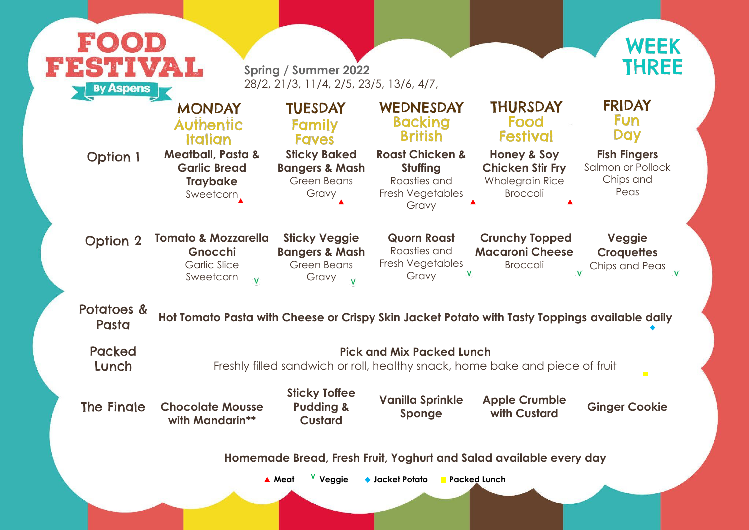# FOOD FESTIVAL

By Aspens

Spring / Summer 2022
28/2, 21/3, 11/4, 2/5, 23/5, 13/6, 4/7,

## WEEK THREE

| | MONDAY Authentic Italian | TUESDAY Family Faves | WEDNESDAY Backing British | THURSDAY Food Festival | FRIDAY Fun Day |
|---|---|---|---|---|---|
| Option 1 | **Meatball, Pasta & Garlic Bread Traybake** Sweetcorn ▲ | **Sticky Baked Bangers & Mash** Green Beans Gravy ▲ | **Roast Chicken & Stuffing** Roasties and Fresh Vegetables Gravy ▲ | **Honey & Soy Chicken Stir Fry** Wholegrain Rice Broccoli ▲ | **Fish Fingers** Salmon or Pollock Chips and Peas |
| Option 2 | **Tomato & Mozzarella Gnocchi** Garlic Slice Sweetcorn V | **Sticky Veggie Bangers & Mash** Green Beans Gravy V | **Quorn Roast** Roasties and Fresh Vegetables Gravy V | **Crunchy Topped Macaroni Cheese** Broccoli V | **Veggie Croquettes** Chips and Peas V |
| Potatoes & Pasta | **Hot Tomato Pasta with Cheese or Crispy Skin Jacket Potato with Tasty Toppings available daily** ◆ | | | | |
| Packed Lunch | **Pick and Mix Packed Lunch** Freshly filled sandwich or roll, healthy snack, home bake and piece of fruit ■ | | | | |
| The Finale | **Chocolate Mousse with Mandarin**** | **Sticky Toffee Pudding & Custard** | **Vanilla Sprinkle Sponge** | **Apple Crumble with Custard** | **Ginger Cookie** |

**Homemade Bread, Fresh Fruit, Yoghurt and Salad available every day**

▲ **Meat** V **Veggie** ◆ **Jacket Potato** ■ **Packed Lunch**